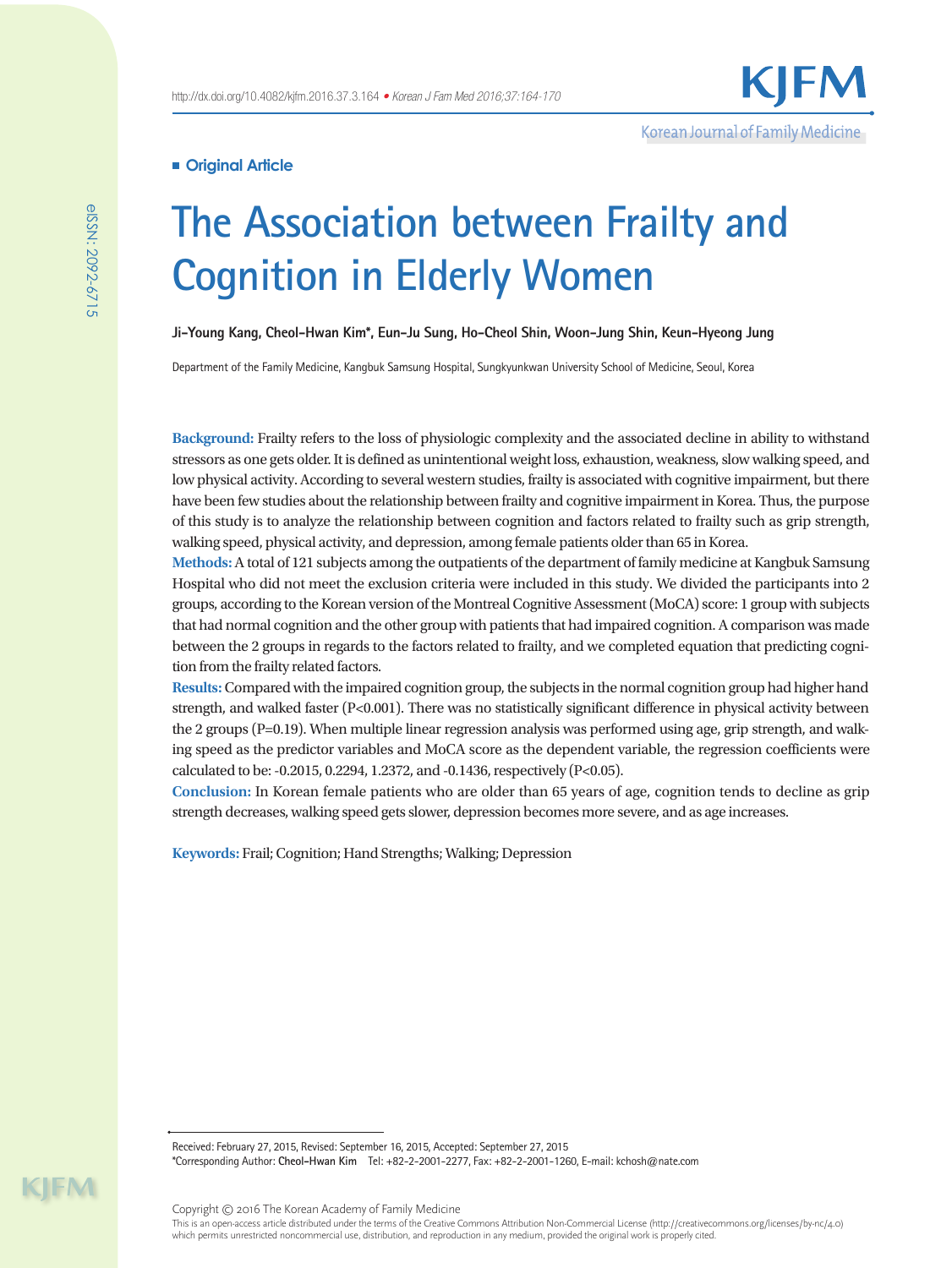■ Original Article

# The Association between Frailty and Cognition in Elderly Women

**Ji-Young Kang, Cheol-Hwan Kim*, Eun-Ju Sung, Ho-Cheol Shin, Woon-Jung Shin, Keun-Hyeong Jung**

Department of the Family Medicine, Kangbuk Samsung Hospital, Sungkyunkwan University School of Medicine, Seoul, Korea

**Background:** Frailty refers to the loss of physiologic complexity and the associated decline in ability to withstand stressors as one gets older. It is defined as unintentional weight loss, exhaustion, weakness, slow walking speed, and low physical activity. According to several western studies, frailty is associated with cognitive impairment, but there have been few studies about the relationship between frailty and cognitive impairment in Korea. Thus, the purpose of this study is to analyze the relationship between cognition and factors related to frailty such as grip strength, walking speed, physical activity, and depression, among female patients older than 65 in Korea.

**Methods:** A total of 121 subjects among the outpatients of the department of family medicine at Kangbuk Samsung Hospital who did not meet the exclusion criteria were included in this study. We divided the participants into 2 groups, according to the Korean version of the Montreal Cognitive Assessment (MoCA) score: 1 group with subjects that had normal cognition and the other group with patients that had impaired cognition. A comparison was made between the 2 groups in regards to the factors related to frailty, and we completed equation that predicting cognition from the frailty related factors.

**Results:** Compared with the impaired cognition group, the subjects in the normal cognition group had higher hand strength, and walked faster ($P<0.001$). There was no statistically significant difference in physical activity between the 2 groups ($P=0.19$). When multiple linear regression analysis was performed using age, grip strength, and walking speed as the predictor variables and MoCA score as the dependent variable, the regression coefficients were calculated to be: -0.2015, 0.2294, 1.2372, and -0.1436, respectively ($P<0.05$).

**Conclusion:** In Korean female patients who are older than 65 years of age, cognition tends to decline as grip strength decreases, walking speed gets slower, depression becomes more severe, and as age increases.

**Keywords:** Frail; Cognition; Hand Strengths; Walking; Depression

Received: February 27, 2015, Revised: September 16, 2015, Accepted: September 27, 2015

*Corresponding Author: **Cheol-Hwan Kim** Tel: +82-2-2001-2277, Fax: +82-2-2001-1260, E-mail: kchosh@nate.com

Copyright © 2016 The Korean Academy of Family Medicine

This is an open-access article distributed under the terms of the Creative Commons Attribution Non-Commercial License (http://creativecommons.org/licenses/by-nc/4.0) which permits unrestricted noncommercial use, distribution, and reproduction in any medium, provided the original work is properly cited.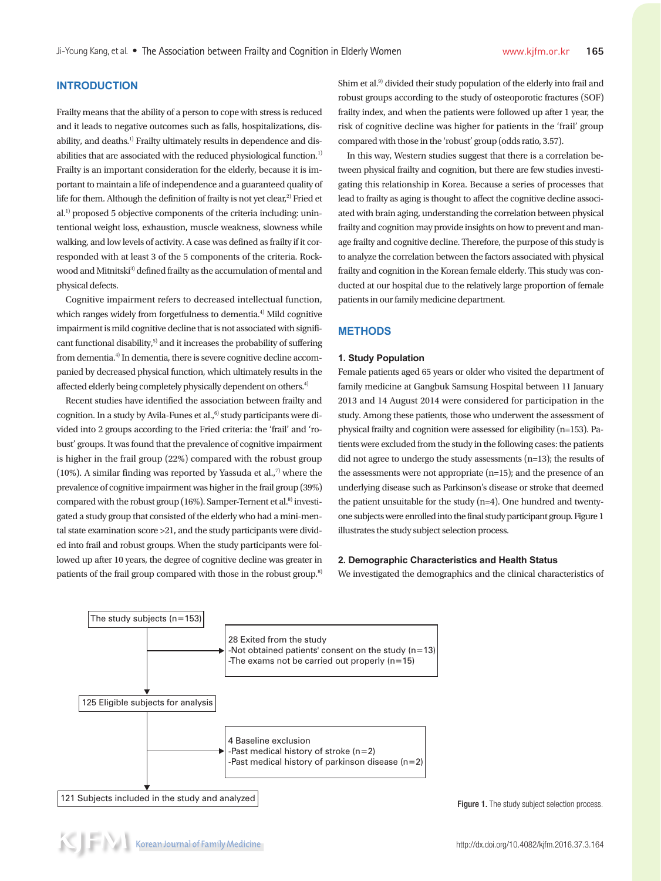## INTRODUCTION

Frailty means that the ability of a person to cope with stress is reduced and it leads to negative outcomes such as falls, hospitalizations, disability, and deaths.[1] Frailty ultimately results in dependence and disabilities that are associated with the reduced physiological function.[1] Frailty is an important consideration for the elderly, because it is important to maintain a life of independence and a guaranteed quality of life for them. Although the definition of frailty is not yet clear,[2] Fried et al.[1] proposed 5 objective components of the criteria including: unintentional weight loss, exhaustion, muscle weakness, slowness while walking, and low levels of activity. A case was defined as frailty if it corresponded with at least 3 of the 5 components of the criteria. Rockwood and Mitnitski[3] defined frailty as the accumulation of mental and physical defects.

Cognitive impairment refers to decreased intellectual function, which ranges widely from forgetfulness to dementia.[4] Mild cognitive impairment is mild cognitive decline that is not associated with significant functional disability,[5] and it increases the probability of suffering from dementia.[4] In dementia, there is severe cognitive decline accompanied by decreased physical function, which ultimately results in the affected elderly being completely physically dependent on others.[4]

Recent studies have identified the association between frailty and cognition. In a study by Avila-Funes et al.,[6] study participants were divided into 2 groups according to the Fried criteria: the 'frail' and 'robust' groups. It was found that the prevalence of cognitive impairment is higher in the frail group (22%) compared with the robust group (10%). A similar finding was reported by Yassuda et al.,[7] where the prevalence of cognitive impairment was higher in the frail group (39%) compared with the robust group (16%). Samper-Ternent et al.[8] investigated a study group that consisted of the elderly who had a mini-mental state examination score >21, and the study participants were divided into frail and robust groups. When the study participants were followed up after 10 years, the degree of cognitive decline was greater in patients of the frail group compared with those in the robust group.[8] Shim et al.[9] divided their study population of the elderly into frail and robust groups according to the study of osteoporotic fractures (SOF) frailty index, and when the patients were followed up after 1 year, the risk of cognitive decline was higher for patients in the 'frail' group compared with those in the 'robust' group (odds ratio, 3.57).

In this way, Western studies suggest that there is a correlation between physical frailty and cognition, but there are few studies investigating this relationship in Korea. Because a series of processes that lead to frailty as aging is thought to affect the cognitive decline associated with brain aging, understanding the correlation between physical frailty and cognition may provide insights on how to prevent and manage frailty and cognitive decline. Therefore, the purpose of this study is to analyze the correlation between the factors associated with physical frailty and cognition in the Korean female elderly. This study was conducted at our hospital due to the relatively large proportion of female patients in our family medicine department.

## METHODS

### 1. Study Population

Female patients aged 65 years or older who visited the department of family medicine at Gangbuk Samsung Hospital between 11 January 2013 and 14 August 2014 were considered for participation in the study. Among these patients, those who underwent the assessment of physical frailty and cognition were assessed for eligibility (n=153). Patients were excluded from the study in the following cases: the patients did not agree to undergo the study assessments (n=13); the results of the assessments were not appropriate (n=15); and the presence of an underlying disease such as Parkinson's disease or stroke that deemed the patient unsuitable for the study (n=4). One hundred and twenty-one subjects were enrolled into the final study participant group. Figure 1 illustrates the study subject selection process.

### 2. Demographic Characteristics and Health Status

We investigated the demographics and the clinical characteristics of

```
The study subjects (n=153)
        |
        |---> 28 Exited from the study
        |     -Not obtained patients' consent on the study (n=13)
        |     -The exams not be carried out properly (n=15)
        v
125 Eligible subjects for analysis
        |
        |---> 4 Baseline exclusion
        |     -Past medical history of stroke (n=2)
        |     -Past medical history of parkinson disease (n=2)
        v
121 Subjects included in the study and analyzed
```

**Figure 1.** The study subject selection process.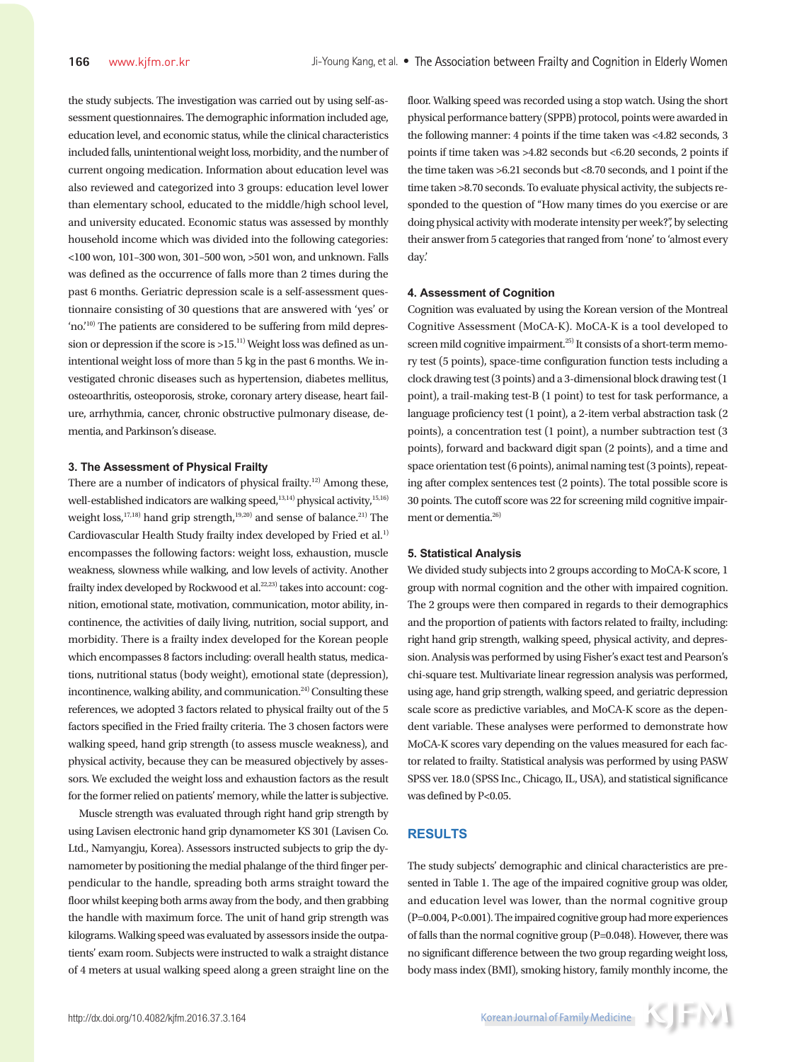the study subjects. The investigation was carried out by using self-assessment questionnaires. The demographic information included age, education level, and economic status, while the clinical characteristics included falls, unintentional weight loss, morbidity, and the number of current ongoing medication. Information about education level was also reviewed and categorized into 3 groups: education level lower than elementary school, educated to the middle/high school level, and university educated. Economic status was assessed by monthly household income which was divided into the following categories: <100 won, 101–300 won, 301–500 won, >501 won, and unknown. Falls was defined as the occurrence of falls more than 2 times during the past 6 months. Geriatric depression scale is a self-assessment questionnaire consisting of 30 questions that are answered with 'yes' or 'no.'[10] The patients are considered to be suffering from mild depression or depression if the score is >15.[11] Weight loss was defined as unintentional weight loss of more than 5 kg in the past 6 months. We investigated chronic diseases such as hypertension, diabetes mellitus, osteoarthritis, osteoporosis, stroke, coronary artery disease, heart failure, arrhythmia, cancer, chronic obstructive pulmonary disease, dementia, and Parkinson's disease.

### 3. The Assessment of Physical Frailty

There are a number of indicators of physical frailty.[12] Among these, well-established indicators are walking speed,[13,14] physical activity,[15,16] weight loss,[17,18] hand grip strength,[19,20] and sense of balance.[21] The Cardiovascular Health Study frailty index developed by Fried et al.[1] encompasses the following factors: weight loss, exhaustion, muscle weakness, slowness while walking, and low levels of activity. Another frailty index developed by Rockwood et al.[22,23] takes into account: cognition, emotional state, motivation, communication, motor ability, incontinence, the activities of daily living, nutrition, social support, and morbidity. There is a frailty index developed for the Korean people which encompasses 8 factors including: overall health status, medications, nutritional status (body weight), emotional state (depression), incontinence, walking ability, and communication.[24] Consulting these references, we adopted 3 factors related to physical frailty out of the 5 factors specified in the Fried frailty criteria. The 3 chosen factors were walking speed, hand grip strength (to assess muscle weakness), and physical activity, because they can be measured objectively by assessors. We excluded the weight loss and exhaustion factors as the result for the former relied on patients' memory, while the latter is subjective.

Muscle strength was evaluated through right hand grip strength by using Lavisen electronic hand grip dynamometer KS 301 (Lavisen Co. Ltd., Namyangju, Korea). Assessors instructed subjects to grip the dynamometer by positioning the medial phalange of the third finger perpendicular to the handle, spreading both arms straight toward the floor whilst keeping both arms away from the body, and then grabbing the handle with maximum force. The unit of hand grip strength was kilograms. Walking speed was evaluated by assessors inside the outpatients' exam room. Subjects were instructed to walk a straight distance of 4 meters at usual walking speed along a green straight line on the floor. Walking speed was recorded using a stop watch. Using the short physical performance battery (SPPB) protocol, points were awarded in the following manner: 4 points if the time taken was <4.82 seconds, 3 points if time taken was >4.82 seconds but <6.20 seconds, 2 points if the time taken was >6.21 seconds but <8.70 seconds, and 1 point if the time taken >8.70 seconds. To evaluate physical activity, the subjects responded to the question of "How many times do you exercise or are doing physical activity with moderate intensity per week?", by selecting their answer from 5 categories that ranged from 'none' to 'almost every day.'

### 4. Assessment of Cognition

Cognition was evaluated by using the Korean version of the Montreal Cognitive Assessment (MoCA-K). MoCA-K is a tool developed to screen mild cognitive impairment.[25] It consists of a short-term memory test (5 points), space-time configuration function tests including a clock drawing test (3 points) and a 3-dimensional block drawing test (1 point), a trail-making test-B (1 point) to test for task performance, a language proficiency test (1 point), a 2-item verbal abstraction task (2 points), a concentration test (1 point), a number subtraction test (3 points), forward and backward digit span (2 points), and a time and space orientation test (6 points), animal naming test (3 points), repeating after complex sentences test (2 points). The total possible score is 30 points. The cutoff score was 22 for screening mild cognitive impairment or dementia.[26]

### 5. Statistical Analysis

We divided study subjects into 2 groups according to MoCA-K score, 1 group with normal cognition and the other with impaired cognition. The 2 groups were then compared in regards to their demographics and the proportion of patients with factors related to frailty, including: right hand grip strength, walking speed, physical activity, and depression. Analysis was performed by using Fisher's exact test and Pearson's chi-square test. Multivariate linear regression analysis was performed, using age, hand grip strength, walking speed, and geriatric depression scale score as predictive variables, and MoCA-K score as the dependent variable. These analyses were performed to demonstrate how MoCA-K scores vary depending on the values measured for each factor related to frailty. Statistical analysis was performed by using PASW SPSS ver. 18.0 (SPSS Inc., Chicago, IL, USA), and statistical significance was defined by P<0.05.

## RESULTS

The study subjects' demographic and clinical characteristics are presented in Table 1. The age of the impaired cognitive group was older, and education level was lower, than the normal cognitive group (P=0.004, P<0.001). The impaired cognitive group had more experiences of falls than the normal cognitive group (P=0.048). However, there was no significant difference between the two group regarding weight loss, body mass index (BMI), smoking history, family monthly income, the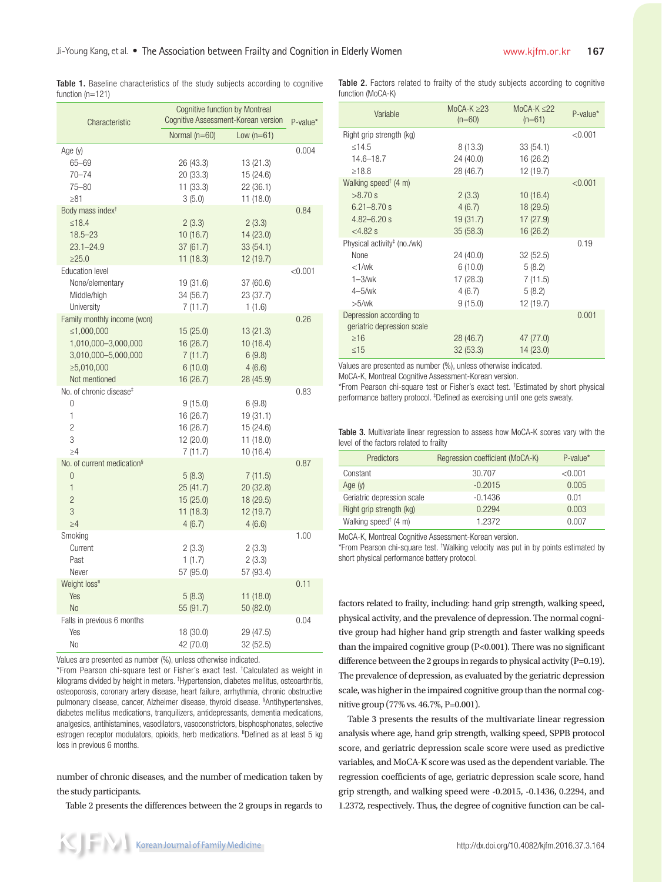**Table 1.** Baseline characteristics of the study subjects according to cognitive function (n=121)

| Characteristic | Cognitive function by Montreal Cognitive Assessment-Korean version | | P-value* |
|---|---|---|---|
| | Normal (n=60) | Low (n=61) | |
| Age (y) | | | 0.004 |
| 65–69 | 26 (43.3) | 13 (21.3) | |
| 70–74 | 20 (33.3) | 15 (24.6) | |
| 75–80 | 11 (33.3) | 22 (36.1) | |
| ≥81 | 3 (5.0) | 11 (18.0) | |
| Body mass index[†] | | | 0.84 |
| ≤18.4 | 2 (3.3) | 2 (3.3) | |
| 18.5–23 | 10 (16.7) | 14 (23.0) | |
| 23.1–24.9 | 37 (61.7) | 33 (54.1) | |
| ≥25.0 | 11 (18.3) | 12 (19.7) | |
| Education level | | | <0.001 |
| None/elementary | 19 (31.6) | 37 (60.6) | |
| Middle/high | 34 (56.7) | 23 (37.7) | |
| University | 7 (11.7) | 1 (1.6) | |
| Family monthly income (won) | | | 0.26 |
| ≤1,000,000 | 15 (25.0) | 13 (21.3) | |
| 1,010,000–3,000,000 | 16 (26.7) | 10 (16.4) | |
| 3,010,000–5,000,000 | 7 (11.7) | 6 (9.8) | |
| ≥5,010,000 | 6 (10.0) | 4 (6.6) | |
| Not mentioned | 16 (26.7) | 28 (45.9) | |
| No. of chronic disease[‡] | | | 0.83 |
| 0 | 9 (15.0) | 6 (9.8) | |
| 1 | 16 (26.7) | 19 (31.1) | |
| 2 | 16 (26.7) | 15 (24.6) | |
| 3 | 12 (20.0) | 11 (18.0) | |
| ≥4 | 7 (11.7) | 10 (16.4) | |
| No. of current medication[§] | | | 0.87 |
| 0 | 5 (8.3) | 7 (11.5) | |
| 1 | 25 (41.7) | 20 (32.8) | |
| 2 | 15 (25.0) | 18 (29.5) | |
| 3 | 11 (18.3) | 12 (19.7) | |
| ≥4 | 4 (6.7) | 4 (6.6) | |
| Smoking | | | 1.00 |
| Current | 2 (3.3) | 2 (3.3) | |
| Past | 1 (1.7) | 2 (3.3) | |
| Never | 57 (95.0) | 57 (93.4) | |
| Weight loss[II] | | | 0.11 |
| Yes | 5 (8.3) | 11 (18.0) | |
| No | 55 (91.7) | 50 (82.0) | |
| Falls in previous 6 months | | | 0.04 |
| Yes | 18 (30.0) | 29 (47.5) | |
| No | 42 (70.0) | 32 (52.5) | |

Values are presented as number (%), unless otherwise indicated.
*From Pearson chi-square test or Fisher's exact test. [†]Calculated as weight in kilograms divided by height in meters. [‡]Hypertension, diabetes mellitus, osteoarthritis, osteoporosis, coronary artery disease, heart failure, arrhythmia, chronic obstructive pulmonary disease, cancer, Alzheimer disease, thyroid disease. [§]Antihypertensives, diabetes mellitus medications, tranquilizers, antidepressants, dementia medications, analgesics, antihistamines, vasodilators, vasoconstrictors, bisphosphonates, selective estrogen receptor modulators, opioids, herb medications. [II]Defined as at least 5 kg loss in previous 6 months.

number of chronic diseases, and the number of medication taken by the study participants.

Table 2 presents the differences between the 2 groups in regards to factors related to frailty, including: hand grip strength, walking speed, physical activity, and the prevalence of depression. The normal cognitive group had higher hand grip strength and faster walking speeds than the impaired cognitive group (P<0.001). There was no significant difference between the 2 groups in regards to physical activity (P=0.19). The prevalence of depression, as evaluated by the geriatric depression scale, was higher in the impaired cognitive group than the normal cognitive group (77% vs. 46.7%, P=0.001).

**Table 2.** Factors related to frailty of the study subjects according to cognitive function (MoCA-K)

| Variable | MoCA-K ≥23 (n=60) | MoCA-K ≤22 (n=61) | P-value* |
|---|---|---|---|
| Right grip strength (kg) | | | <0.001 |
| ≤14.5 | 8 (13.3) | 33 (54.1) | |
| 14.6–18.7 | 24 (40.0) | 16 (26.2) | |
| ≥18.8 | 28 (46.7) | 12 (19.7) | |
| Walking speed[†] (4 m) | | | <0.001 |
| >8.70 s | 2 (3.3) | 10 (16.4) | |
| 6.21–8.70 s | 4 (6.7) | 18 (29.5) | |
| 4.82–6.20 s | 19 (31.7) | 17 (27.9) | |
| <4.82 s | 35 (58.3) | 16 (26.2) | |
| Physical activity[‡] (no./wk) | | | 0.19 |
| None | 24 (40.0) | 32 (52.5) | |
| <1/wk | 6 (10.0) | 5 (8.2) | |
| 1–3/wk | 17 (28.3) | 7 (11.5) | |
| 4–5/wk | 4 (6.7) | 5 (8.2) | |
| >5/wk | 9 (15.0) | 12 (19.7) | |
| Depression according to geriatric depression scale | | | 0.001 |
| ≥16 | 28 (46.7) | 47 (77.0) | |
| ≤15 | 32 (53.3) | 14 (23.0) | |

Values are presented as number (%), unless otherwise indicated.
MoCA-K, Montreal Cognitive Assessment-Korean version.
*From Pearson chi-square test or Fisher's exact test. [†]Estimated by short physical performance battery protocol. [‡]Defined as exercising until one gets sweaty.

**Table 3.** Multivariate linear regression to assess how MoCA-K scores vary with the level of the factors related to frailty

| Predictors | Regression coefficient (MoCA-K) | P-value* |
|---|---|---|
| Constant | 30.707 | <0.001 |
| Age (y) | -0.2015 | 0.005 |
| Geriatric depression scale | -0.1436 | 0.01 |
| Right grip strength (kg) | 0.2294 | 0.003 |
| Walking speed[†] (4 m) | 1.2372 | 0.007 |

MoCA-K, Montreal Cognitive Assessment-Korean version.
*From Pearson chi-square test. [†]Walking velocity was put in by points estimated by short physical performance battery protocol.

Table 3 presents the results of the multivariate linear regression analysis where age, hand grip strength, walking speed, SPPB protocol score, and geriatric depression scale score were used as predictive variables, and MoCA-K score was used as the dependent variable. The regression coefficients of age, geriatric depression scale score, hand grip strength, and walking speed were -0.2015, -0.1436, 0.2294, and 1.2372, respectively. Thus, the degree of cognitive function can be cal-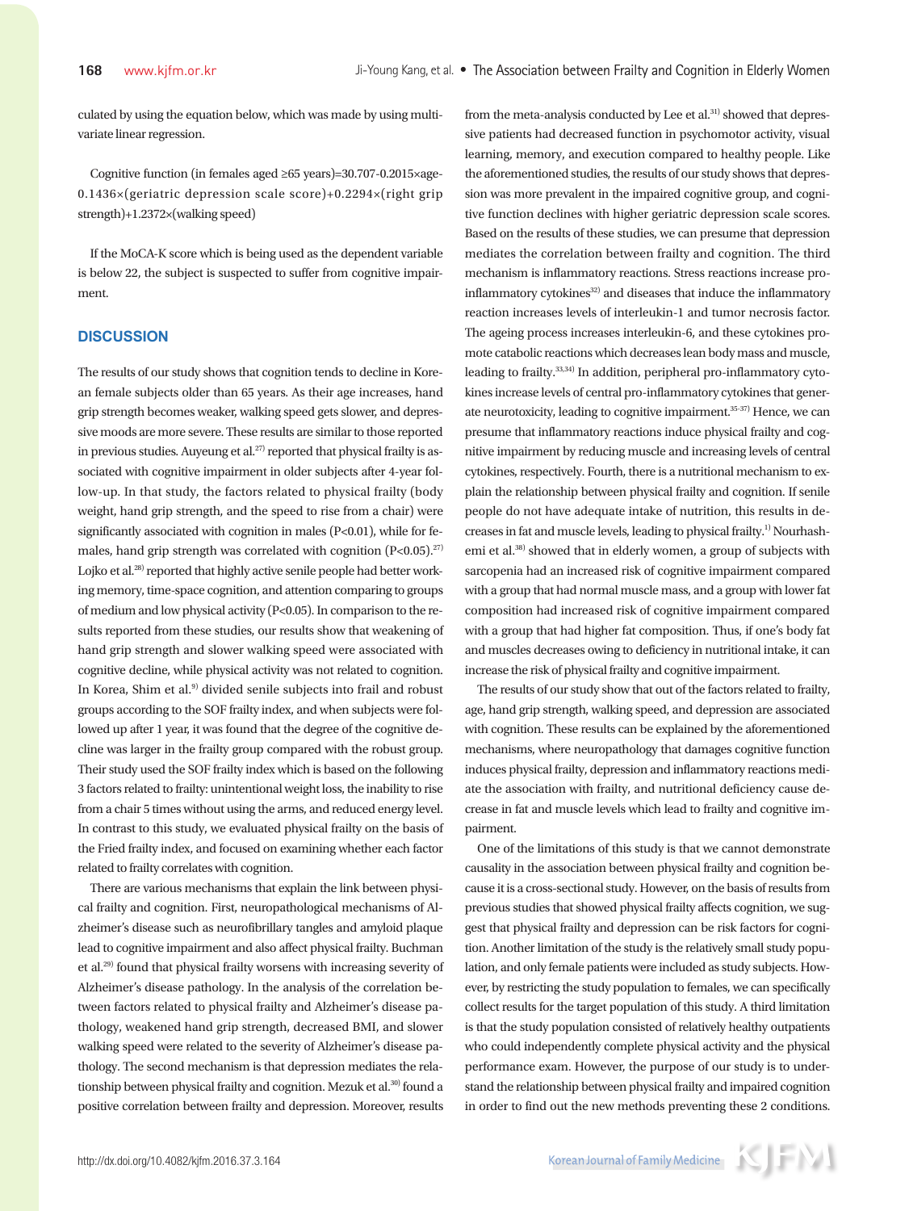culated by using the equation below, which was made by using multivariate linear regression.

Cognitive function (in females aged ≥65 years)=30.707-0.2015×age-0.1436×(geriatric depression scale score)+0.2294×(right grip strength)+1.2372×(walking speed)

If the MoCA-K score which is being used as the dependent variable is below 22, the subject is suspected to suffer from cognitive impairment.

## DISCUSSION

The results of our study shows that cognition tends to decline in Korean female subjects older than 65 years. As their age increases, hand grip strength becomes weaker, walking speed gets slower, and depressive moods are more severe. These results are similar to those reported in previous studies. Auyeung et al.[27] reported that physical frailty is associated with cognitive impairment in older subjects after 4-year follow-up. In that study, the factors related to physical frailty (body weight, hand grip strength, and the speed to rise from a chair) were significantly associated with cognition in males (P<0.01), while for females, hand grip strength was correlated with cognition (P<0.05).[27] Lojko et al.[28] reported that highly active senile people had better working memory, time-space cognition, and attention comparing to groups of medium and low physical activity (P<0.05). In comparison to the results reported from these studies, our results show that weakening of hand grip strength and slower walking speed were associated with cognitive decline, while physical activity was not related to cognition. In Korea, Shim et al.[9] divided senile subjects into frail and robust groups according to the SOF frailty index, and when subjects were followed up after 1 year, it was found that the degree of the cognitive decline was larger in the frailty group compared with the robust group. Their study used the SOF frailty index which is based on the following 3 factors related to frailty: unintentional weight loss, the inability to rise from a chair 5 times without using the arms, and reduced energy level. In contrast to this study, we evaluated physical frailty on the basis of the Fried frailty index, and focused on examining whether each factor related to frailty correlates with cognition.

There are various mechanisms that explain the link between physical frailty and cognition. First, neuropathological mechanisms of Alzheimer's disease such as neurofibrillary tangles and amyloid plaque lead to cognitive impairment and also affect physical frailty. Buchman et al.[29] found that physical frailty worsens with increasing severity of Alzheimer's disease pathology. In the analysis of the correlation between factors related to physical frailty and Alzheimer's disease pathology, weakened hand grip strength, decreased BMI, and slower walking speed were related to the severity of Alzheimer's disease pathology. The second mechanism is that depression mediates the relationship between physical frailty and cognition. Mezuk et al.[30] found a positive correlation between frailty and depression. Moreover, results from the meta-analysis conducted by Lee et al.[31] showed that depressive patients had decreased function in psychomotor activity, visual learning, memory, and execution compared to healthy people. Like the aforementioned studies, the results of our study shows that depression was more prevalent in the impaired cognitive group, and cognitive function declines with higher geriatric depression scale scores. Based on the results of these studies, we can presume that depression mediates the correlation between frailty and cognition. The third mechanism is inflammatory reactions. Stress reactions increase pro-inflammatory cytokines[32] and diseases that induce the inflammatory reaction increases levels of interleukin-1 and tumor necrosis factor. The ageing process increases interleukin-6, and these cytokines promote catabolic reactions which decreases lean body mass and muscle, leading to frailty.[33,34] In addition, peripheral pro-inflammatory cytokines increase levels of central pro-inflammatory cytokines that generate neurotoxicity, leading to cognitive impairment.[35-37] Hence, we can presume that inflammatory reactions induce physical frailty and cognitive impairment by reducing muscle and increasing levels of central cytokines, respectively. Fourth, there is a nutritional mechanism to explain the relationship between physical frailty and cognition. If senile people do not have adequate intake of nutrition, this results in decreases in fat and muscle levels, leading to physical frailty.[1] Nourhashemi et al.[38] showed that in elderly women, a group of subjects with sarcopenia had an increased risk of cognitive impairment compared with a group that had normal muscle mass, and a group with lower fat composition had increased risk of cognitive impairment compared with a group that had higher fat composition. Thus, if one's body fat and muscles decreases owing to deficiency in nutritional intake, it can increase the risk of physical frailty and cognitive impairment.

The results of our study show that out of the factors related to frailty, age, hand grip strength, walking speed, and depression are associated with cognition. These results can be explained by the aforementioned mechanisms, where neuropathology that damages cognitive function induces physical frailty, depression and inflammatory reactions mediate the association with frailty, and nutritional deficiency cause decrease in fat and muscle levels which lead to frailty and cognitive impairment.

One of the limitations of this study is that we cannot demonstrate causality in the association between physical frailty and cognition because it is a cross-sectional study. However, on the basis of results from previous studies that showed physical frailty affects cognition, we suggest that physical frailty and depression can be risk factors for cognition. Another limitation of the study is the relatively small study population, and only female patients were included as study subjects. However, by restricting the study population to females, we can specifically collect results for the target population of this study. A third limitation is that the study population consisted of relatively healthy outpatients who could independently complete physical activity and the physical performance exam. However, the purpose of our study is to understand the relationship between physical frailty and impaired cognition in order to find out the new methods preventing these 2 conditions.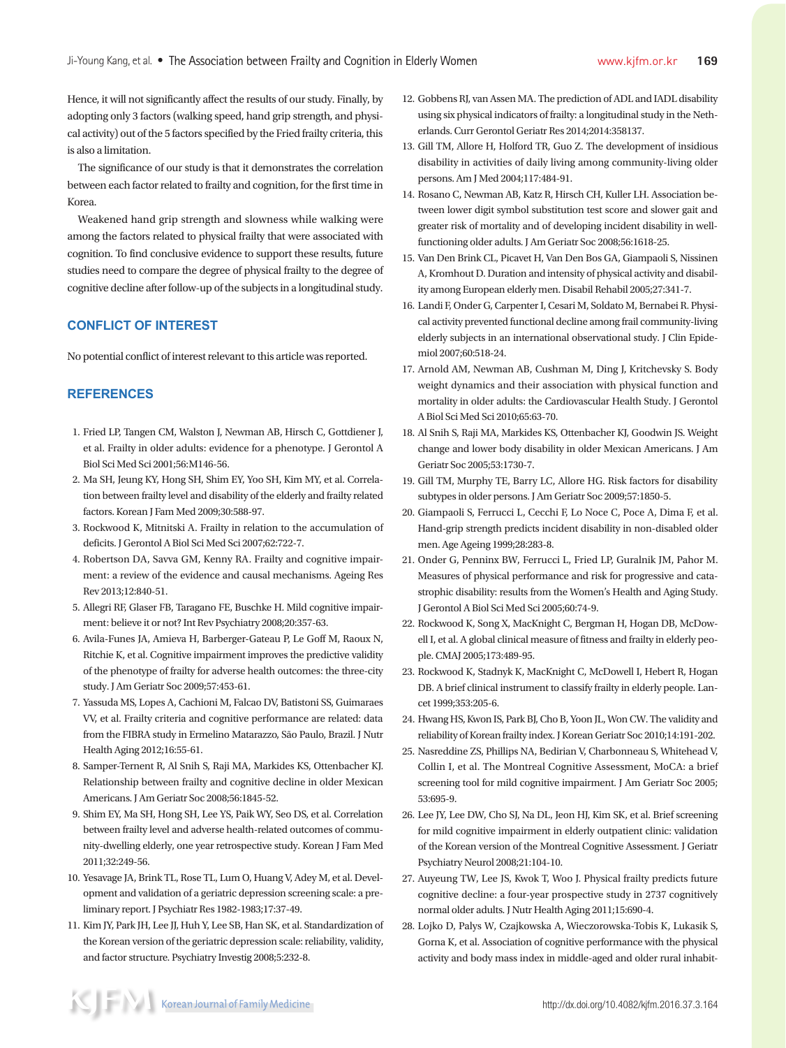Hence, it will not significantly affect the results of our study. Finally, by adopting only 3 factors (walking speed, hand grip strength, and physical activity) out of the 5 factors specified by the Fried frailty criteria, this is also a limitation.

The significance of our study is that it demonstrates the correlation between each factor related to frailty and cognition, for the first time in Korea.

Weakened hand grip strength and slowness while walking were among the factors related to physical frailty that were associated with cognition. To find conclusive evidence to support these results, future studies need to compare the degree of physical frailty to the degree of cognitive decline after follow-up of the subjects in a longitudinal study.

## CONFLICT OF INTEREST

No potential conflict of interest relevant to this article was reported.

## REFERENCES

1. Fried LP, Tangen CM, Walston J, Newman AB, Hirsch C, Gottdiener J, et al. Frailty in older adults: evidence for a phenotype. J Gerontol A Biol Sci Med Sci 2001;56:M146-56.
2. Ma SH, Jeung KY, Hong SH, Shim EY, Yoo SH, Kim MY, et al. Correlation between frailty level and disability of the elderly and frailty related factors. Korean J Fam Med 2009;30:588-97.
3. Rockwood K, Mitnitski A. Frailty in relation to the accumulation of deficits. J Gerontol A Biol Sci Med Sci 2007;62:722-7.
4. Robertson DA, Savva GM, Kenny RA. Frailty and cognitive impairment: a review of the evidence and causal mechanisms. Ageing Res Rev 2013;12:840-51.
5. Allegri RF, Glaser FB, Taragano FE, Buschke H. Mild cognitive impairment: believe it or not? Int Rev Psychiatry 2008;20:357-63.
6. Avila-Funes JA, Amieva H, Barberger-Gateau P, Le Goff M, Raoux N, Ritchie K, et al. Cognitive impairment improves the predictive validity of the phenotype of frailty for adverse health outcomes: the three-city study. J Am Geriatr Soc 2009;57:453-61.
7. Yassuda MS, Lopes A, Cachioni M, Falcao DV, Batistoni SS, Guimaraes VV, et al. Frailty criteria and cognitive performance are related: data from the FIBRA study in Ermelino Matarazzo, São Paulo, Brazil. J Nutr Health Aging 2012;16:55-61.
8. Samper-Ternent R, Al Snih S, Raji MA, Markides KS, Ottenbacher KJ. Relationship between frailty and cognitive decline in older Mexican Americans. J Am Geriatr Soc 2008;56:1845-52.
9. Shim EY, Ma SH, Hong SH, Lee YS, Paik WY, Seo DS, et al. Correlation between frailty level and adverse health-related outcomes of community-dwelling elderly, one year retrospective study. Korean J Fam Med 2011;32:249-56.
10. Yesavage JA, Brink TL, Rose TL, Lum O, Huang V, Adey M, et al. Development and validation of a geriatric depression screening scale: a preliminary report. J Psychiatr Res 1982-1983;17:37-49.
11. Kim JY, Park JH, Lee JJ, Huh Y, Lee SB, Han SK, et al. Standardization of the Korean version of the geriatric depression scale: reliability, validity, and factor structure. Psychiatry Investig 2008;5:232-8.
12. Gobbens RJ, van Assen MA. The prediction of ADL and IADL disability using six physical indicators of frailty: a longitudinal study in the Netherlands. Curr Gerontol Geriatr Res 2014;2014:358137.
13. Gill TM, Allore H, Holford TR, Guo Z. The development of insidious disability in activities of daily living among community-living older persons. Am J Med 2004;117:484-91.
14. Rosano C, Newman AB, Katz R, Hirsch CH, Kuller LH. Association between lower digit symbol substitution test score and slower gait and greater risk of mortality and of developing incident disability in well-functioning older adults. J Am Geriatr Soc 2008;56:1618-25.
15. Van Den Brink CL, Picavet H, Van Den Bos GA, Giampaoli S, Nissinen A, Kromhout D. Duration and intensity of physical activity and disability among European elderly men. Disabil Rehabil 2005;27:341-7.
16. Landi F, Onder G, Carpenter I, Cesari M, Soldato M, Bernabei R. Physical activity prevented functional decline among frail community-living elderly subjects in an international observational study. J Clin Epidemiol 2007;60:518-24.
17. Arnold AM, Newman AB, Cushman M, Ding J, Kritchevsky S. Body weight dynamics and their association with physical function and mortality in older adults: the Cardiovascular Health Study. J Gerontol A Biol Sci Med Sci 2010;65:63-70.
18. Al Snih S, Raji MA, Markides KS, Ottenbacher KJ, Goodwin JS. Weight change and lower body disability in older Mexican Americans. J Am Geriatr Soc 2005;53:1730-7.
19. Gill TM, Murphy TE, Barry LC, Allore HG. Risk factors for disability subtypes in older persons. J Am Geriatr Soc 2009;57:1850-5.
20. Giampaoli S, Ferrucci L, Cecchi F, Lo Noce C, Poce A, Dima F, et al. Hand-grip strength predicts incident disability in non-disabled older men. Age Ageing 1999;28:283-8.
21. Onder G, Penninx BW, Ferrucci L, Fried LP, Guralnik JM, Pahor M. Measures of physical performance and risk for progressive and catastrophic disability: results from the Women's Health and Aging Study. J Gerontol A Biol Sci Med Sci 2005;60:74-9.
22. Rockwood K, Song X, MacKnight C, Bergman H, Hogan DB, McDowell I, et al. A global clinical measure of fitness and frailty in elderly people. CMAJ 2005;173:489-95.
23. Rockwood K, Stadnyk K, MacKnight C, McDowell I, Hebert R, Hogan DB. A brief clinical instrument to classify frailty in elderly people. Lancet 1999;353:205-6.
24. Hwang HS, Kwon IS, Park BJ, Cho B, Yoon JL, Won CW. The validity and reliability of Korean frailty index. J Korean Geriatr Soc 2010;14:191-202.
25. Nasreddine ZS, Phillips NA, Bedirian V, Charbonneau S, Whitehead V, Collin I, et al. The Montreal Cognitive Assessment, MoCA: a brief screening tool for mild cognitive impairment. J Am Geriatr Soc 2005;53:695-9.
26. Lee JY, Lee DW, Cho SJ, Na DL, Jeon HJ, Kim SK, et al. Brief screening for mild cognitive impairment in elderly outpatient clinic: validation of the Korean version of the Montreal Cognitive Assessment. J Geriatr Psychiatry Neurol 2008;21:104-10.
27. Auyeung TW, Lee JS, Kwok T, Woo J. Physical frailty predicts future cognitive decline: a four-year prospective study in 2737 cognitively normal older adults. J Nutr Health Aging 2011;15:690-4.
28. Lojko D, Palys W, Czajkowska A, Wieczorowska-Tobis K, Lukasik S, Gorna K, et al. Association of cognitive performance with the physical activity and body mass index in middle-aged and older rural inhabit-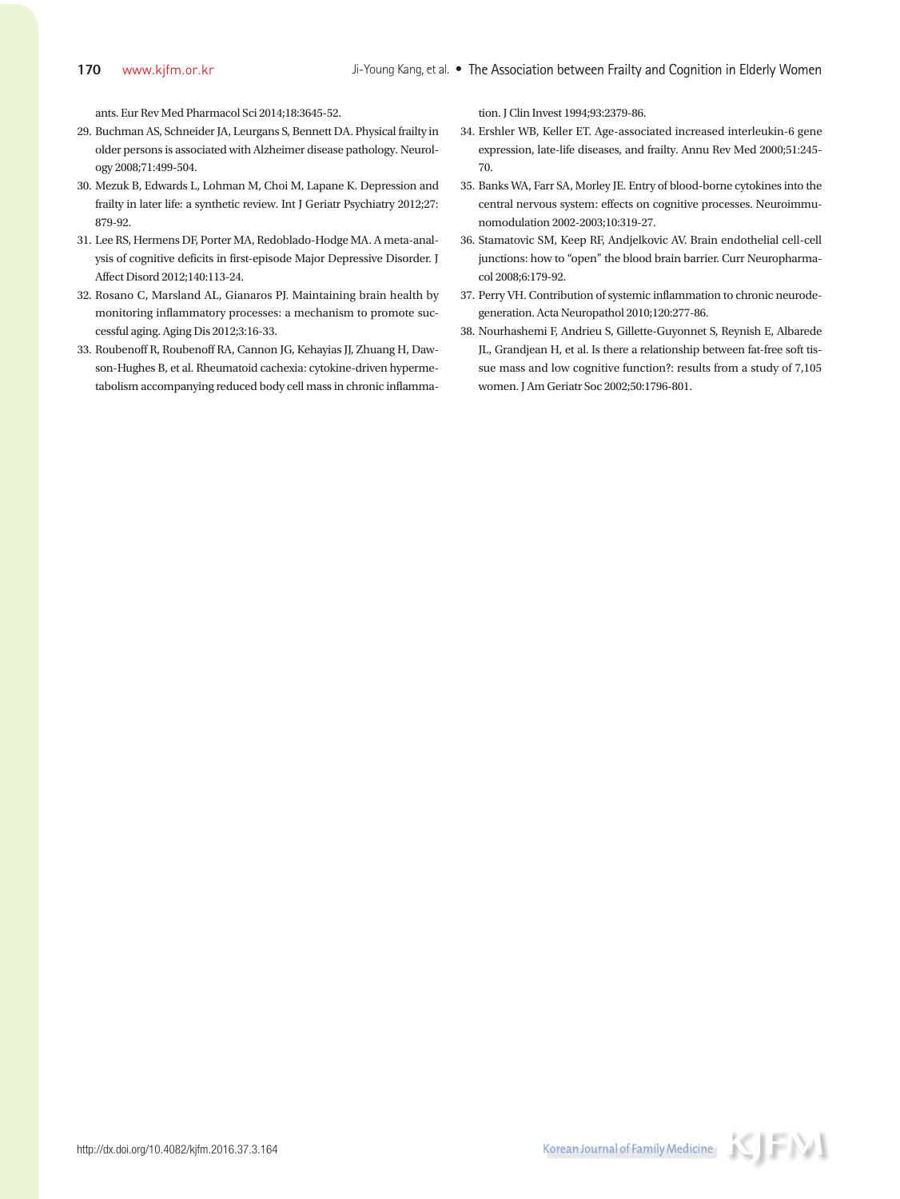ants. Eur Rev Med Pharmacol Sci 2014;18:3645-52.

29. Buchman AS, Schneider JA, Leurgans S, Bennett DA. Physical frailty in older persons is associated with Alzheimer disease pathology. Neurology 2008;71:499-504.
30. Mezuk B, Edwards L, Lohman M, Choi M, Lapane K. Depression and frailty in later life: a synthetic review. Int J Geriatr Psychiatry 2012;27:879-92.
31. Lee RS, Hermens DF, Porter MA, Redoblado-Hodge MA. A meta-analysis of cognitive deficits in first-episode Major Depressive Disorder. J Affect Disord 2012;140:113-24.
32. Rosano C, Marsland AL, Gianaros PJ. Maintaining brain health by monitoring inflammatory processes: a mechanism to promote successful aging. Aging Dis 2012;3:16-33.
33. Roubenoff R, Roubenoff RA, Cannon JG, Kehayias JJ, Zhuang H, Dawson-Hughes B, et al. Rheumatoid cachexia: cytokine-driven hypermetabolism accompanying reduced body cell mass in chronic inflammation. J Clin Invest 1994;93:2379-86.
34. Ershler WB, Keller ET. Age-associated increased interleukin-6 gene expression, late-life diseases, and frailty. Annu Rev Med 2000;51:245-70.
35. Banks WA, Farr SA, Morley JE. Entry of blood-borne cytokines into the central nervous system: effects on cognitive processes. Neuroimmunomodulation 2002-2003;10:319-27.
36. Stamatovic SM, Keep RF, Andjelkovic AV. Brain endothelial cell-cell junctions: how to "open" the blood brain barrier. Curr Neuropharmacol 2008;6:179-92.
37. Perry VH. Contribution of systemic inflammation to chronic neurodegeneration. Acta Neuropathol 2010;120:277-86.
38. Nourhashemi F, Andrieu S, Gillette-Guyonnet S, Reynish E, Albarede JL, Grandjean H, et al. Is there a relationship between fat-free soft tissue mass and low cognitive function?: results from a study of 7,105 women. J Am Geriatr Soc 2002;50:1796-801.